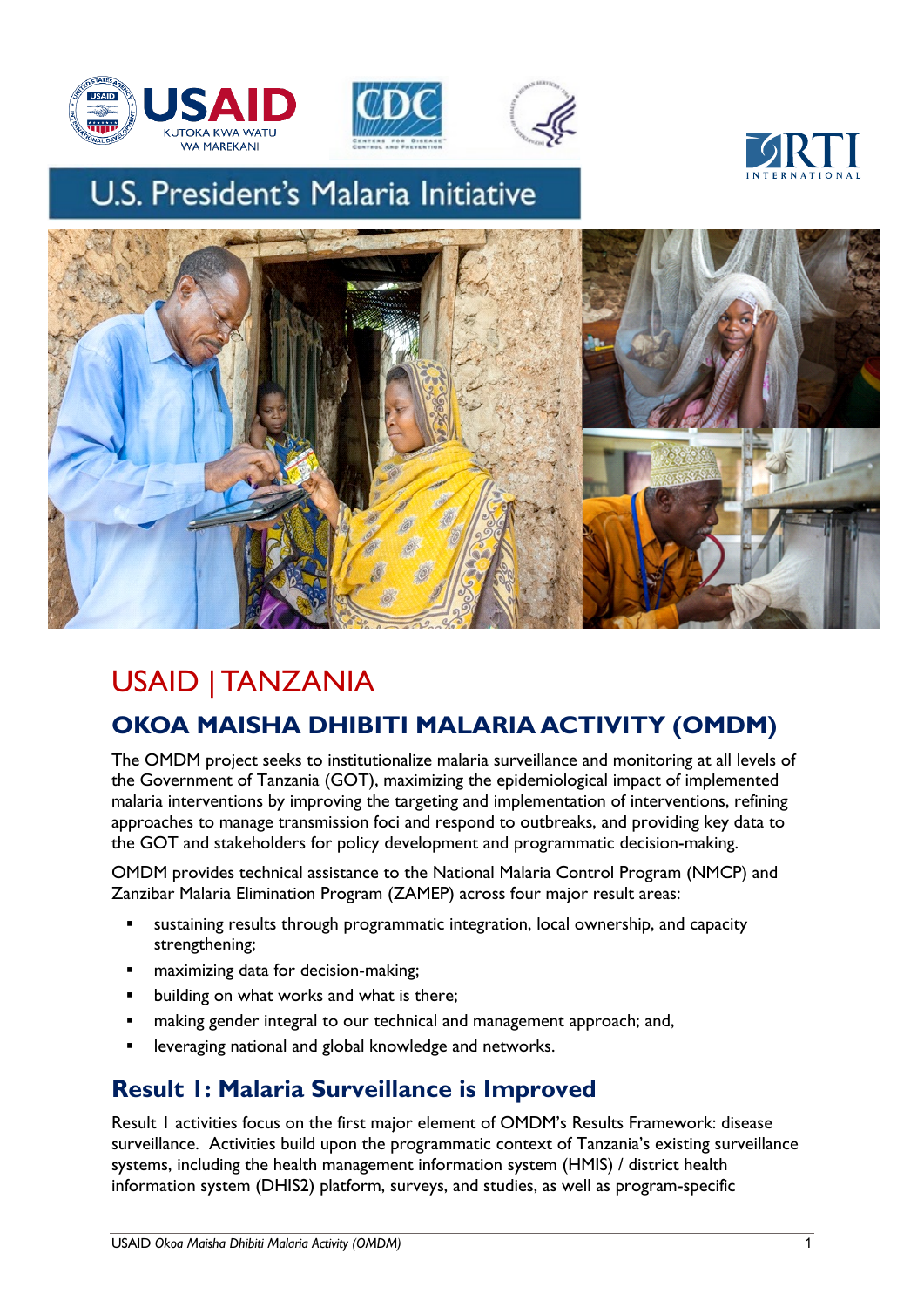U.S. President's Malaria Initiative

# USAID | TANZANIA

## OKOA MAISHA DHIBITI MALARIA ACTIVITY (OMDM)

The OMDM project seeks to institutionalize malaria surveillance and monitoring at all levels of the Government of Tanzania (GOT), maximizing the epidemiological impact of implemented malaria interventions by improving the targeting and implementation of interventions, refining approaches to manage transmission foci and respond to outbreaks, and providing key data to the GOT and stakeholders for policy development and programmatic decision-making.

OMDM provides technical assistance to the National Malaria Control Program (NMCP) and Zanzibar Malaria Elimination Program (ZAMEP) across four major result areas:

- sustaining results through programmatic integration, local ownership, and capacity strengthening;
- maximizing data for decision-making;
- building on what works and what is there;
- making gender integral to our technical and management approach; and,
- leveraging national and global knowledge and networks.

## Result 1: Malaria Surveillance is Improved

Result 1 activities focus on the first major element of OMDM's Results Framework: disease surveillance. Activities build upon the programmatic context of Tanzania's existing surveillance systems, including the health management information system (HMIS) / district health information system (DHIS2) platform, surveys, and studies, as well as program-specific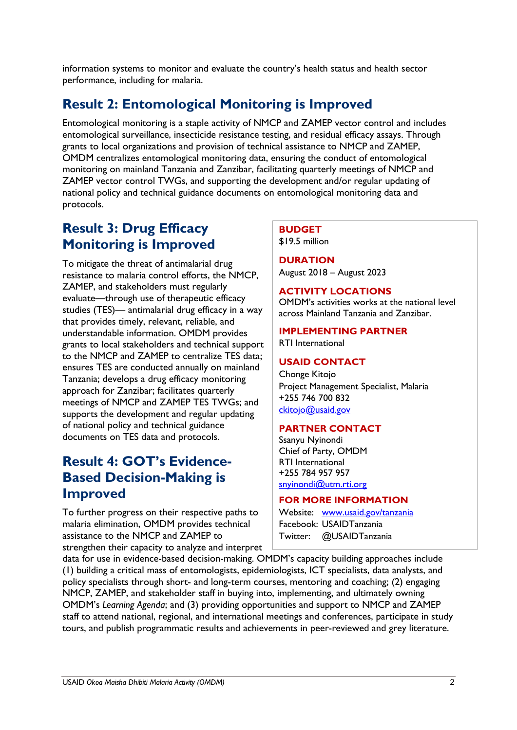information systems to monitor and evaluate the country's health status and health sector performance, including for malaria.

## Result 2: Entomological Monitoring is Improved

Entomological monitoring is a staple activity of NMCP and ZAMEP vector control and includes entomological surveillance, insecticide resistance testing, and residual efficacy assays. Through grants to local organizations and provision of technical assistance to NMCP and ZAMEP, OMDM centralizes entomological monitoring data, ensuring the conduct of entomological monitoring on mainland Tanzania and Zanzibar, facilitating quarterly meetings of NMCP and ZAMEP vector control TWGs, and supporting the development and/or regular updating of national policy and technical guidance documents on entomological monitoring data and protocols.

## Result 3: Drug Efficacy Monitoring is Improved

To mitigate the threat of antimalarial drug resistance to malaria control efforts, the NMCP, ZAMEP, and stakeholders must regularly evaluate—through use of therapeutic efficacy studies (TES)— antimalarial drug efficacy in a way that provides timely, relevant, reliable, and understandable information. OMDM provides grants to local stakeholders and technical support to the NMCP and ZAMEP to centralize TES data; ensures TES are conducted annually on mainland Tanzania; develops a drug efficacy monitoring approach for Zanzibar; facilitates quarterly meetings of NMCP and ZAMEP TES TWGs; and supports the development and regular updating of national policy and technical guidance documents on TES data and protocols.

## Result 4: GOT's Evidence-Based Decision-Making is Improved

To further progress on their respective paths to malaria elimination, OMDM provides technical assistance to the NMCP and ZAMEP to strengthen their capacity to analyze and interpret data for use in evidence-based decision-making. OMDM's capacity building approaches include (1) building a critical mass of entomologists, epidemiologists, ICT specialists, data analysts, and policy specialists through short- and long-term courses, mentoring and coaching; (2) engaging NMCP, ZAMEP, and stakeholder staff in buying into, implementing, and ultimately owning OMDM's *Learning Agenda*; and (3) providing opportunities and support to NMCP and ZAMEP staff to attend national, regional, and international meetings and conferences, participate in study tours, and publish programmatic results and achievements in peer-reviewed and grey literature.

**BUDGET**
$19.5 million

**DURATION**
August 2018 – August 2023

**ACTIVITY LOCATIONS**
OMDM's activities works at the national level across Mainland Tanzania and Zanzibar.

**IMPLEMENTING PARTNER**
RTI International

**USAID CONTACT**
Chonge Kitojo
Project Management Specialist, Malaria
+255 746 700 832
ckitojo@usaid.gov

**PARTNER CONTACT**
Ssanyu Nyinondi
Chief of Party, OMDM
RTI International
+255 784 957 957
snyinondi@utm.rti.org

**FOR MORE INFORMATION**
Website: www.usaid.gov/tanzania
Facebook: USAIDTanzania
Twitter: @USAIDTanzania